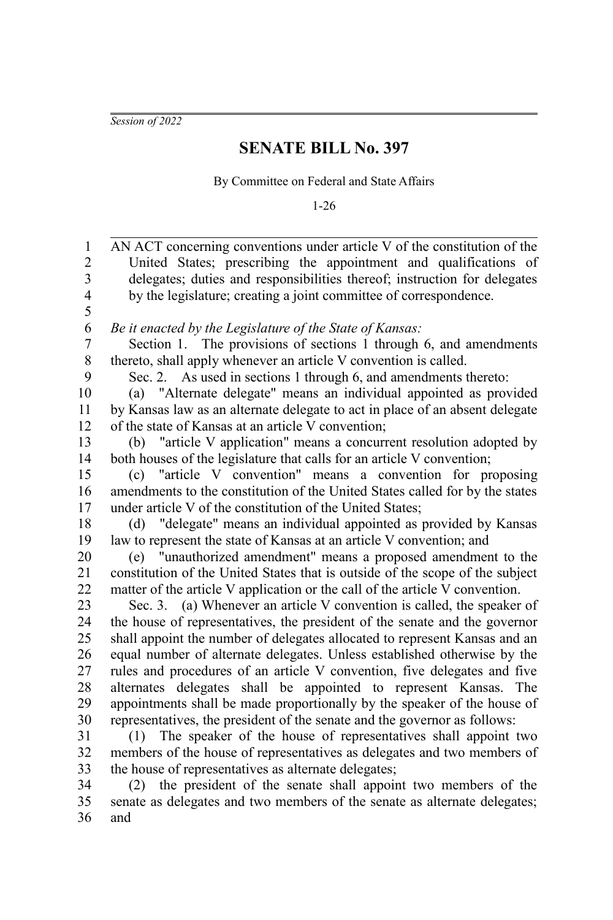*Session of 2022*

# SENATE BILL No. 397

By Committee on Federal and State Affairs

1-26

AN ACT concerning conventions under article V of the constitution of the United States; prescribing the appointment and qualifications of delegates; duties and responsibilities thereof; instruction for delegates by the legislature; creating a joint committee of correspondence.

*Be it enacted by the Legislature of the State of Kansas:*

Section 1. The provisions of sections 1 through 6, and amendments thereto, shall apply whenever an article V convention is called.

Sec. 2. As used in sections 1 through 6, and amendments thereto:

(a) "Alternate delegate" means an individual appointed as provided by Kansas law as an alternate delegate to act in place of an absent delegate of the state of Kansas at an article V convention;

(b) "article V application" means a concurrent resolution adopted by both houses of the legislature that calls for an article V convention;

(c) "article V convention" means a convention for proposing amendments to the constitution of the United States called for by the states under article V of the constitution of the United States;

(d) "delegate" means an individual appointed as provided by Kansas law to represent the state of Kansas at an article V convention; and

(e) "unauthorized amendment" means a proposed amendment to the constitution of the United States that is outside of the scope of the subject matter of the article V application or the call of the article V convention.

Sec. 3. (a) Whenever an article V convention is called, the speaker of the house of representatives, the president of the senate and the governor shall appoint the number of delegates allocated to represent Kansas and an equal number of alternate delegates. Unless established otherwise by the rules and procedures of an article V convention, five delegates and five alternates delegates shall be appointed to represent Kansas. The appointments shall be made proportionally by the speaker of the house of representatives, the president of the senate and the governor as follows:

(1) The speaker of the house of representatives shall appoint two members of the house of representatives as delegates and two members of the house of representatives as alternate delegates;

(2) the president of the senate shall appoint two members of the senate as delegates and two members of the senate as alternate delegates; and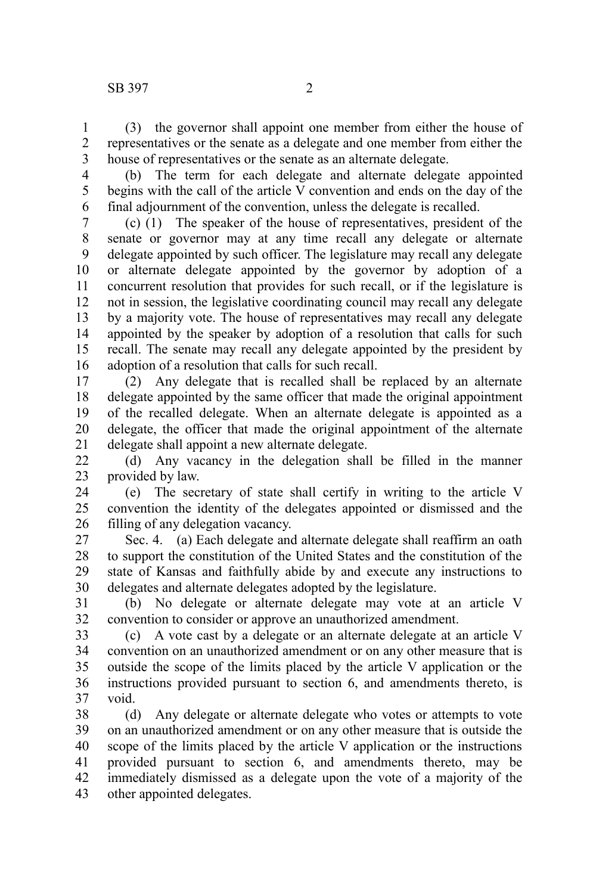(3) the governor shall appoint one member from either the house of representatives or the senate as a delegate and one member from either the house of representatives or the senate as an alternate delegate.

(b) The term for each delegate and alternate delegate appointed begins with the call of the article V convention and ends on the day of the final adjournment of the convention, unless the delegate is recalled.

(c) (1) The speaker of the house of representatives, president of the senate or governor may at any time recall any delegate or alternate delegate appointed by such officer. The legislature may recall any delegate or alternate delegate appointed by the governor by adoption of a concurrent resolution that provides for such recall, or if the legislature is not in session, the legislative coordinating council may recall any delegate by a majority vote. The house of representatives may recall any delegate appointed by the speaker by adoption of a resolution that calls for such recall. The senate may recall any delegate appointed by the president by adoption of a resolution that calls for such recall.

(2) Any delegate that is recalled shall be replaced by an alternate delegate appointed by the same officer that made the original appointment of the recalled delegate. When an alternate delegate is appointed as a delegate, the officer that made the original appointment of the alternate delegate shall appoint a new alternate delegate.

(d) Any vacancy in the delegation shall be filled in the manner provided by law.

(e) The secretary of state shall certify in writing to the article V convention the identity of the delegates appointed or dismissed and the filling of any delegation vacancy.

Sec. 4. (a) Each delegate and alternate delegate shall reaffirm an oath to support the constitution of the United States and the constitution of the state of Kansas and faithfully abide by and execute any instructions to delegates and alternate delegates adopted by the legislature.

(b) No delegate or alternate delegate may vote at an article V convention to consider or approve an unauthorized amendment.

(c) A vote cast by a delegate or an alternate delegate at an article V convention on an unauthorized amendment or on any other measure that is outside the scope of the limits placed by the article V application or the instructions provided pursuant to section 6, and amendments thereto, is void.

(d) Any delegate or alternate delegate who votes or attempts to vote on an unauthorized amendment or on any other measure that is outside the scope of the limits placed by the article V application or the instructions provided pursuant to section 6, and amendments thereto, may be immediately dismissed as a delegate upon the vote of a majority of the other appointed delegates.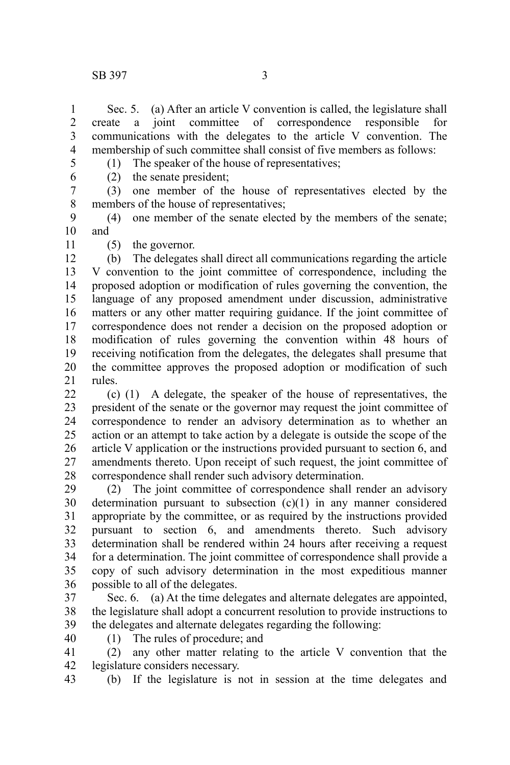Sec. 5. (a) After an article V convention is called, the legislature shall create a joint committee of correspondence responsible for communications with the delegates to the article V convention. The membership of such committee shall consist of five members as follows:

(1) The speaker of the house of representatives;

(2) the senate president;

(3) one member of the house of representatives elected by the members of the house of representatives;

(4) one member of the senate elected by the members of the senate; and

(5) the governor.

(b) The delegates shall direct all communications regarding the article V convention to the joint committee of correspondence, including the proposed adoption or modification of rules governing the convention, the language of any proposed amendment under discussion, administrative matters or any other matter requiring guidance. If the joint committee of correspondence does not render a decision on the proposed adoption or modification of rules governing the convention within 48 hours of receiving notification from the delegates, the delegates shall presume that the committee approves the proposed adoption or modification of such rules.

(c) (1) A delegate, the speaker of the house of representatives, the president of the senate or the governor may request the joint committee of correspondence to render an advisory determination as to whether an action or an attempt to take action by a delegate is outside the scope of the article V application or the instructions provided pursuant to section 6, and amendments thereto. Upon receipt of such request, the joint committee of correspondence shall render such advisory determination.

(2) The joint committee of correspondence shall render an advisory determination pursuant to subsection (c)(1) in any manner considered appropriate by the committee, or as required by the instructions provided pursuant to section 6, and amendments thereto. Such advisory determination shall be rendered within 24 hours after receiving a request for a determination. The joint committee of correspondence shall provide a copy of such advisory determination in the most expeditious manner possible to all of the delegates.

Sec. 6. (a) At the time delegates and alternate delegates are appointed, the legislature shall adopt a concurrent resolution to provide instructions to the delegates and alternate delegates regarding the following:

(1) The rules of procedure; and

(2) any other matter relating to the article V convention that the legislature considers necessary.

(b) If the legislature is not in session at the time delegates and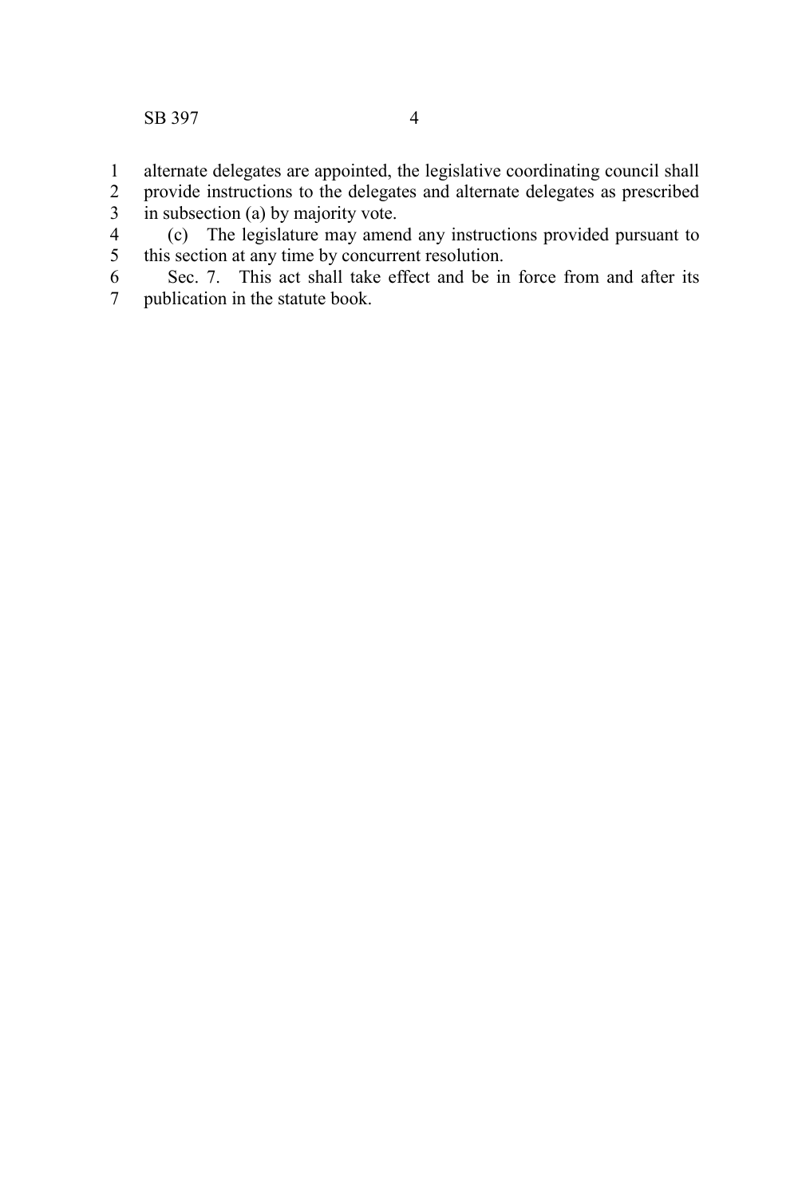alternate delegates are appointed, the legislative coordinating council shall provide instructions to the delegates and alternate delegates as prescribed in subsection (a) by majority vote.

(c) The legislature may amend any instructions provided pursuant to this section at any time by concurrent resolution.

Sec. 7. This act shall take effect and be in force from and after its publication in the statute book.